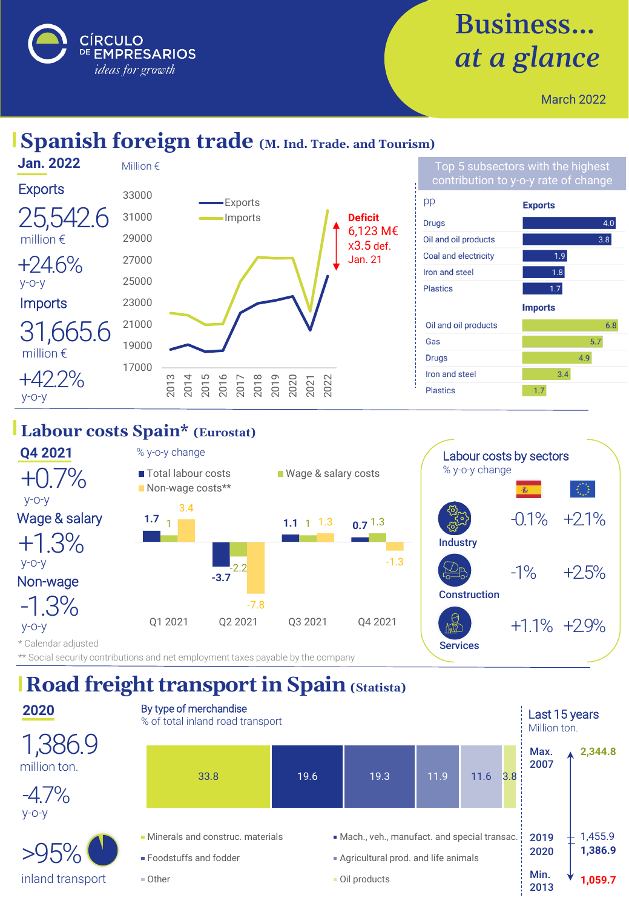CÍRCULO DE EMPRESARIOS
*ideas for growth*

# Business... at a glance

March 2022

## Spanish foreign trade (M. Ind. Trade. and Tourism)

**Jan. 2022**

Exports

25,542.6
million €

+24.6%
y-o-y

Imports

31,665.6
million €

+42.2%
y-o-y

Million €

Exports / Imports (2013–2022)

**Deficit**
6,123 M€
x3.5 def.
Jan. 21

### Top 5 subsectors with the highest contribution to y-o-y rate of change

pp

**Exports**

| Subsector | pp |
|---|---|
| Drugs | 4.0 |
| Oil and oil products | 3.8 |
| Coal and electricity | 1.9 |
| Iron and steel | 1.8 |
| Plastics | 1.7 |

**Imports**

| Subsector | pp |
|---|---|
| Oil and oil products | 6.8 |
| Gas | 5.7 |
| Drugs | 4.9 |
| Iron and steel | 3.4 |
| Plastics | 1.7 |

## Labour costs Spain* (Eurostat)

**Q4 2021**

+0.7%
y-o-y

Wage & salary
+1.3%
y-o-y

Non-wage
-1.3%
y-o-y

% y-o-y change

| | Total labour costs | Wage & salary costs | Non-wage costs** |
|---|---|---|---|
| Q1 2021 | 1.7 | 1 | 3.4 |
| Q2 2021 | -3.7 | -2.2 | -7.8 |
| Q3 2021 | 1.1 | 1 | 1.3 |
| Q4 2021 | 0.7 | 1.3 | -1.3 |

\* Calendar adjusted
\*\* Social security contributions and net employment taxes payable by the company

### Labour costs by sectors

% y-o-y change

| | Spain | EU |
|---|---|---|
| Industry | -0.1% | +2.1% |
| Construction | -1% | +2.5% |
| Services | +1.1% | +2.9% |

## Road freight transport in Spain (Statista)

**2020**

1,386.9
million ton.

-4.7%
y-o-y

>95%
inland transport

By type of merchandise
% of total inland road transport

| Type of merchandise | % |
|---|---|
| Minerals and construc. materials | 33.8 |
| Foodstuffs and fodder | 19.6 |
| Mach., veh., manufact. and special transac. | 19.3 |
| Agricultural prod. and life animals | 11.9 |
| Other | 11.6 |
| Oil products | 3.8 |

### Last 15 years

Million ton.

| | Million ton. |
|---|---|
| Max. 2007 | 2,344.8 |
| 2019 | 1,455.9 |
| 2020 | 1,386.9 |
| Min. 2013 | 1,059.7 |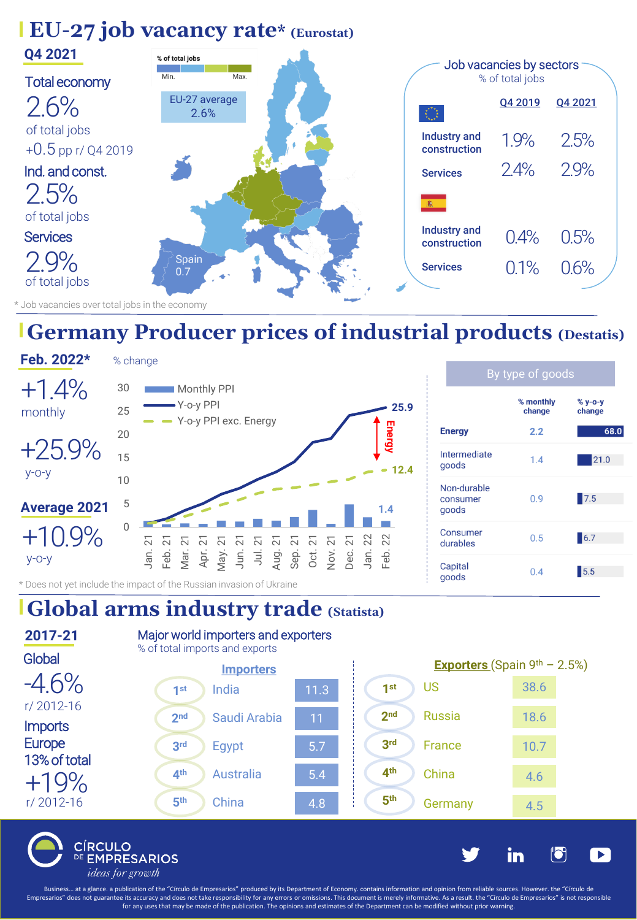# EU-27 job vacancy rate* (Eurostat)

**Q4 2021**

Total economy

2.6%

of total jobs

+0.5 pp r/ Q4 2019

Ind. and const.

2.5%

of total jobs

Services

2.9%

of total jobs

% of total jobs

Min. Max.

EU-27 average

2.6%

Spain

0.7

### Job vacancies by sectors

% of total jobs

| | | Q4 2019 | Q4 2021 |
|---|---|---|---|
| EU | Industry and construction | 1.9% | 2.5% |
| | Services | 2.4% | 2.9% |
| Spain | Industry and construction | 0.4% | 0.5% |
| | Services | 0.1% | 0.6% |

\* Job vacancies over total jobs in the economy

# Germany Producer prices of industrial products (Destatis)

**Feb. 2022***

+1.4%

monthly

+25.9%

y-o-y

**Average 2021**

+10.9%

y-o-y

% change

Monthly PPI

Y-o-y PPI

Y-o-y PPI exc. Energy

30
25
20
15
10
5
0

25.9

Energy

12.4

1.4

Jan. 21, Feb. 21, Mar. 21, Apr. 21, May. 21, Jun. 21, Jul. 21, Aug. 21, Sep. 21, Oct. 21, Nov. 21, Dec. 21, Jan. 22, Feb. 22

### By type of goods

| | % monthly change | % y-o-y change |
|---|---|---|
| Energy | 2.2 | 68.0 |
| Intermediate goods | 1.4 | 21.0 |
| Non-durable consumer goods | 0.9 | 7.5 |
| Consumer durables | 0.5 | 6.7 |
| Capital goods | 0.4 | 5.5 |

\* Does not yet include the impact of the Russian invasion of Ukraine

# Global arms industry trade (Statista)

**2017-21**

Global

-4.6%

r/ 2012-16

Imports Europe 13% of total

+19%

r/ 2012-16

### Major world importers and exporters

% of total imports and exports

**Importers**

| Rank | Country | % |
|---|---|---|
| 1st | India | 11.3 |
| 2nd | Saudi Arabia | 11 |
| 3rd | Egypt | 5.7 |
| 4th | Australia | 5.4 |
| 5th | China | 4.8 |

**Exporters** (Spain 9th – 2.5%)

| Rank | Country | % |
|---|---|---|
| 1st | US | 38.6 |
| 2nd | Russia | 18.6 |
| 3rd | France | 10.7 |
| 4th | China | 4.6 |
| 5th | Germany | 4.5 |

CÍRCULO DE EMPRESARIOS

*ideas for growth*

Business... at a glance. a publication of the "Círculo de Empresarios" produced by its Department of Economy. contains information and opinion from reliable sources. However. the "Círculo de Empresarios" does not guarantee its accuracy and does not take responsibility for any errors or omissions. This document is merely informative. As a result. the "Círculo de Empresarios" is not responsible for any uses that may be made of the publication. The opinions and estimates of the Department can be modified without prior warning.